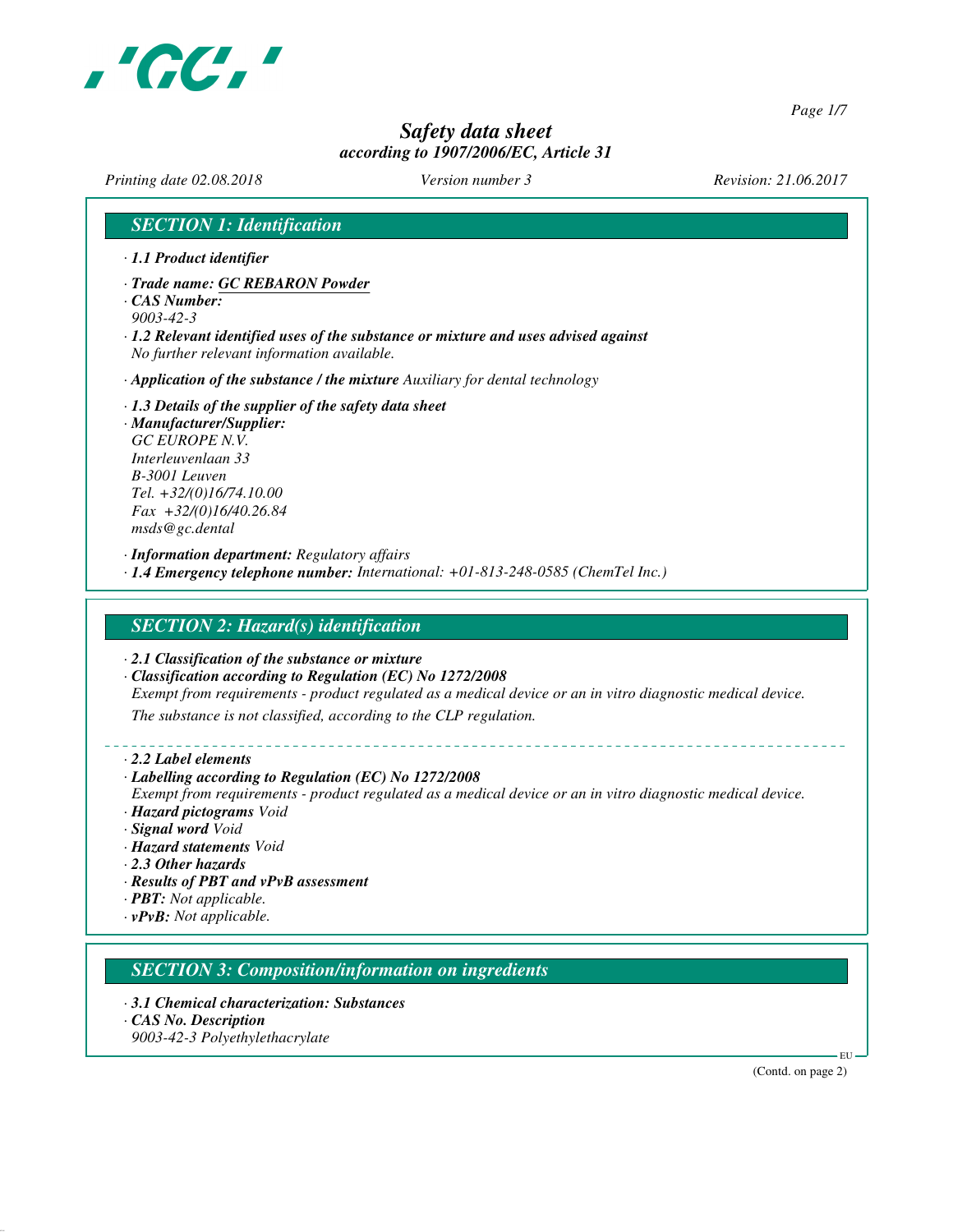# Safety data sheet

*according to 1907/2006/EC, Article 31*

*Printing date 02.08.2018* *Version number 3* *Revision: 21.06.2017*

## SECTION 1: Identification

· **1.1 Product identifier**

· **Trade name: GC REBARON Powder**

· **CAS Number:**
9003-42-3

· **1.2 Relevant identified uses of the substance or mixture and uses advised against**
No further relevant information available.

· **Application of the substance / the mixture** Auxiliary for dental technology

· **1.3 Details of the supplier of the safety data sheet**

· **Manufacturer/Supplier:**
GC EUROPE N.V.
Interleuvenlaan 33
B-3001 Leuven
Tel. +32/(0)16/74.10.00
Fax +32/(0)16/40.26.84
msds@gc.dental

· **Information department:** Regulatory affairs

· **1.4 Emergency telephone number:** International: +01-813-248-0585 (ChemTel Inc.)

## SECTION 2: Hazard(s) identification

· **2.1 Classification of the substance or mixture**

· **Classification according to Regulation (EC) No 1272/2008**
Exempt from requirements - product regulated as a medical device or an in vitro diagnostic medical device.
The substance is not classified, according to the CLP regulation.

· **2.2 Label elements**

· **Labelling according to Regulation (EC) No 1272/2008**
Exempt from requirements - product regulated as a medical device or an in vitro diagnostic medical device.

· **Hazard pictograms** Void

· **Signal word** Void

· **Hazard statements** Void

· **2.3 Other hazards**

· **Results of PBT and vPvB assessment**

· **PBT:** Not applicable.

· **vPvB:** Not applicable.

## SECTION 3: Composition/information on ingredients

· **3.1 Chemical characterization: Substances**

· **CAS No. Description**
9003-42-3 Polyethylethacrylate

(Contd. on page 2)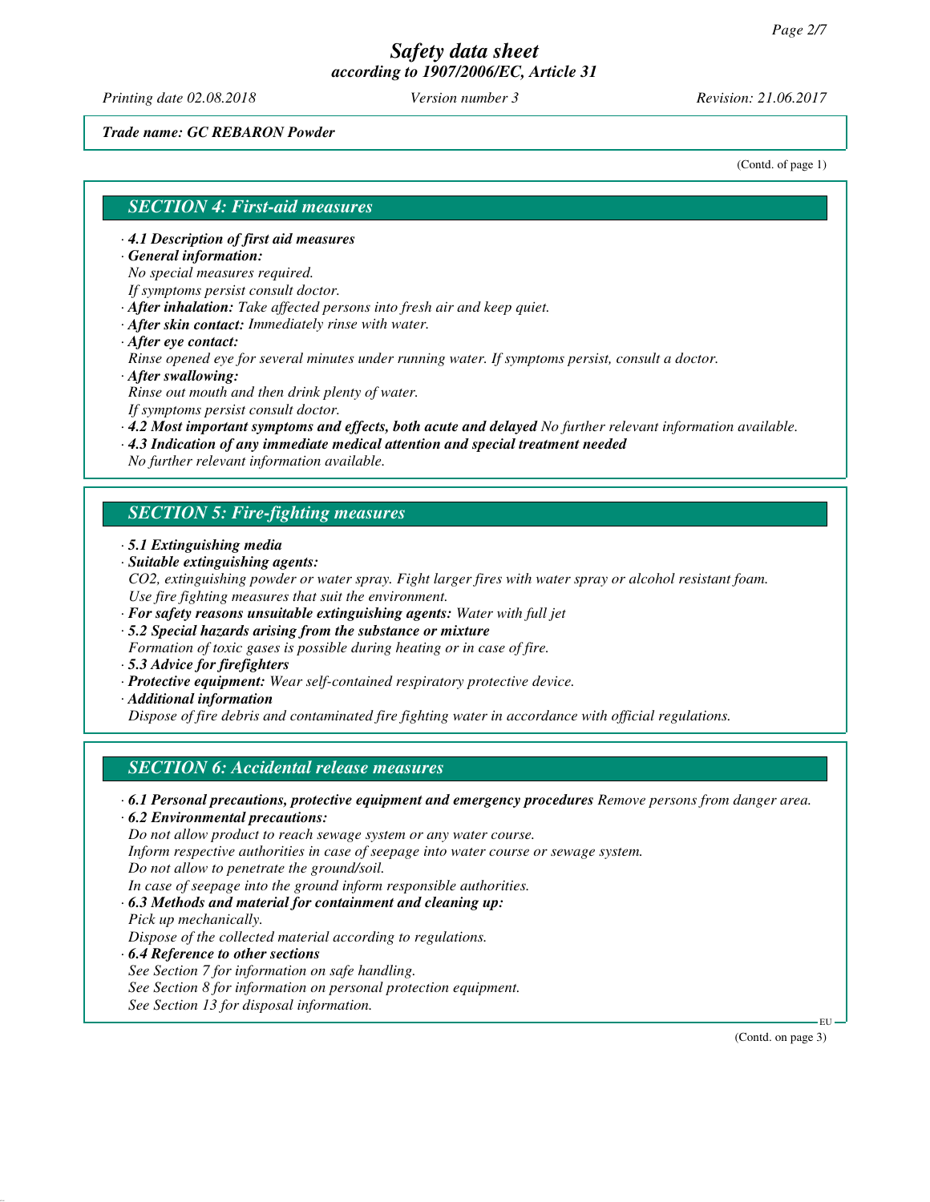*Trade name: GC REBARON Powder*

(Contd. of page 1)

## SECTION 4: First-aid measures

· **4.1 Description of first aid measures**
· **General information:**
No special measures required.
If symptoms persist consult doctor.
· **After inhalation:** Take affected persons into fresh air and keep quiet.
· **After skin contact:** Immediately rinse with water.
· **After eye contact:**
Rinse opened eye for several minutes under running water. If symptoms persist, consult a doctor.
· **After swallowing:**
Rinse out mouth and then drink plenty of water.
If symptoms persist consult doctor.
· **4.2 Most important symptoms and effects, both acute and delayed** No further relevant information available.
· **4.3 Indication of any immediate medical attention and special treatment needed**
No further relevant information available.

## SECTION 5: Fire-fighting measures

· **5.1 Extinguishing media**
· **Suitable extinguishing agents:**
$CO_2$, extinguishing powder or water spray. Fight larger fires with water spray or alcohol resistant foam.
Use fire fighting measures that suit the environment.
· **For safety reasons unsuitable extinguishing agents:** Water with full jet
· **5.2 Special hazards arising from the substance or mixture**
Formation of toxic gases is possible during heating or in case of fire.
· **5.3 Advice for firefighters**
· **Protective equipment:** Wear self-contained respiratory protective device.
· **Additional information**
Dispose of fire debris and contaminated fire fighting water in accordance with official regulations.

## SECTION 6: Accidental release measures

· **6.1 Personal precautions, protective equipment and emergency procedures** Remove persons from danger area.
· **6.2 Environmental precautions:**
Do not allow product to reach sewage system or any water course.
Inform respective authorities in case of seepage into water course or sewage system.
Do not allow to penetrate the ground/soil.
In case of seepage into the ground inform responsible authorities.
· **6.3 Methods and material for containment and cleaning up:**
Pick up mechanically.
Dispose of the collected material according to regulations.
· **6.4 Reference to other sections**
See Section 7 for information on safe handling.
See Section 8 for information on personal protection equipment.
See Section 13 for disposal information.

(Contd. on page 3)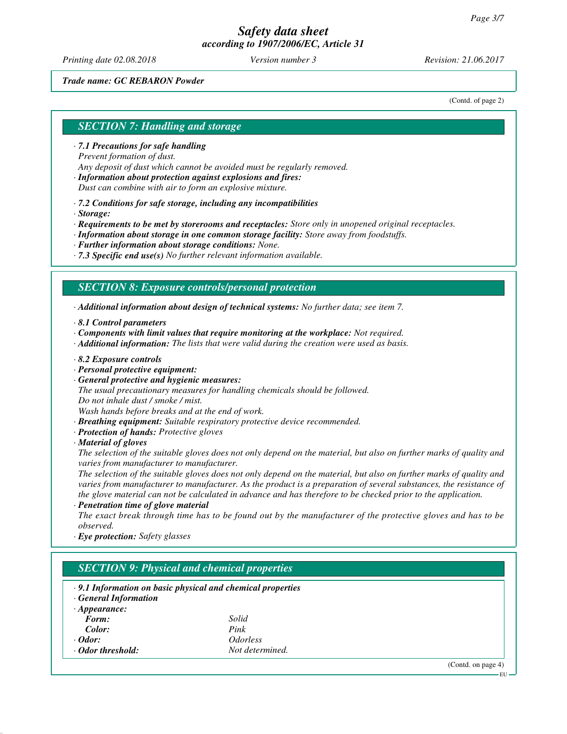*Trade name: GC REBARON Powder*

(Contd. of page 2)

## SECTION 7: Handling and storage

· ***7.1 Precautions for safe handling***
*Prevent formation of dust.*
*Any deposit of dust which cannot be avoided must be regularly removed.*
· ***Information about protection against explosions and fires:***
*Dust can combine with air to form an explosive mixture.*

· ***7.2 Conditions for safe storage, including any incompatibilities***
· ***Storage:***
· ***Requirements to be met by storerooms and receptacles:*** *Store only in unopened original receptacles.*
· ***Information about storage in one common storage facility:*** *Store away from foodstuffs.*
· ***Further information about storage conditions:*** *None.*
· ***7.3 Specific end use(s)*** *No further relevant information available.*

## SECTION 8: Exposure controls/personal protection

· ***Additional information about design of technical systems:*** *No further data; see item 7.*

· ***8.1 Control parameters***
· ***Components with limit values that require monitoring at the workplace:*** *Not required.*
· ***Additional information:*** *The lists that were valid during the creation were used as basis.*

· ***8.2 Exposure controls***
· ***Personal protective equipment:***
· ***General protective and hygienic measures:***
*The usual precautionary measures for handling chemicals should be followed.*
*Do not inhale dust / smoke / mist.*
*Wash hands before breaks and at the end of work.*
· ***Breathing equipment:*** *Suitable respiratory protective device recommended.*
· ***Protection of hands:*** *Protective gloves*
· ***Material of gloves***
*The selection of the suitable gloves does not only depend on the material, but also on further marks of quality and varies from manufacturer to manufacturer.*
*The selection of the suitable gloves does not only depend on the material, but also on further marks of quality and varies from manufacturer to manufacturer. As the product is a preparation of several substances, the resistance of the glove material can not be calculated in advance and has therefore to be checked prior to the application.*
· ***Penetration time of glove material***
*The exact break through time has to be found out by the manufacturer of the protective gloves and has to be observed.*
· ***Eye protection:*** *Safety glasses*

## SECTION 9: Physical and chemical properties

· ***9.1 Information on basic physical and chemical properties***
· ***General Information***

| | |
|---|---|
| · ***Appearance:*** | |
| ***Form:*** | *Solid* |
| ***Color:*** | *Pink* |
| · ***Odor:*** | *Odorless* |
| · ***Odor threshold:*** | *Not determined.* |

(Contd. on page 4)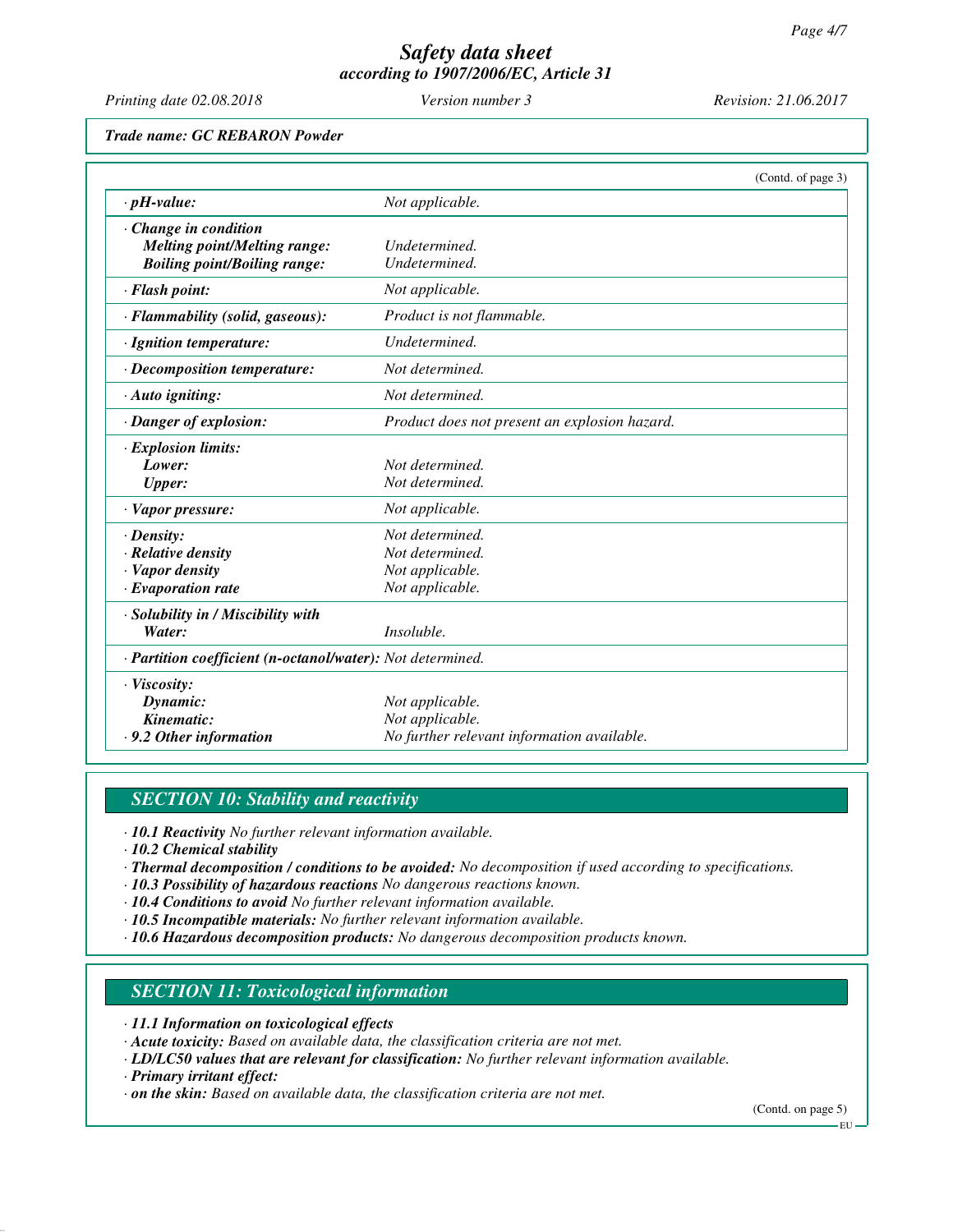*Trade name: GC REBARON Powder*

(Contd. of page 3)

| | |
|---|---|
| **· pH-value:** | *Not applicable.* |
| **· Change in condition** | |
| **Melting point/Melting range:** | *Undetermined.* |
| **Boiling point/Boiling range:** | *Undetermined.* |
| **· Flash point:** | *Not applicable.* |
| **· Flammability (solid, gaseous):** | *Product is not flammable.* |
| **· Ignition temperature:** | *Undetermined.* |
| **· Decomposition temperature:** | *Not determined.* |
| **· Auto igniting:** | *Not determined.* |
| **· Danger of explosion:** | *Product does not present an explosion hazard.* |
| **· Explosion limits:** | |
| **Lower:** | *Not determined.* |
| **Upper:** | *Not determined.* |
| **· Vapor pressure:** | *Not applicable.* |
| **· Density:** | *Not determined.* |
| **· Relative density** | *Not determined.* |
| **· Vapor density** | *Not applicable.* |
| **· Evaporation rate** | *Not applicable.* |
| **· Solubility in / Miscibility with** | |
| **Water:** | *Insoluble.* |
| **· Partition coefficient (n-octanol/water):** | *Not determined.* |
| **· Viscosity:** | |
| **Dynamic:** | *Not applicable.* |
| **Kinematic:** | *Not applicable.* |
| **· 9.2 Other information** | *No further relevant information available.* |

## SECTION 10: Stability and reactivity

· **10.1 Reactivity** *No further relevant information available.*
· **10.2 Chemical stability**
· **Thermal decomposition / conditions to be avoided:** *No decomposition if used according to specifications.*
· **10.3 Possibility of hazardous reactions** *No dangerous reactions known.*
· **10.4 Conditions to avoid** *No further relevant information available.*
· **10.5 Incompatible materials:** *No further relevant information available.*
· **10.6 Hazardous decomposition products:** *No dangerous decomposition products known.*

## SECTION 11: Toxicological information

· **11.1 Information on toxicological effects**
· **Acute toxicity:** *Based on available data, the classification criteria are not met.*
· **LD/LC50 values that are relevant for classification:** *No further relevant information available.*
· **Primary irritant effect:**
· **on the skin:** *Based on available data, the classification criteria are not met.*

(Contd. on page 5)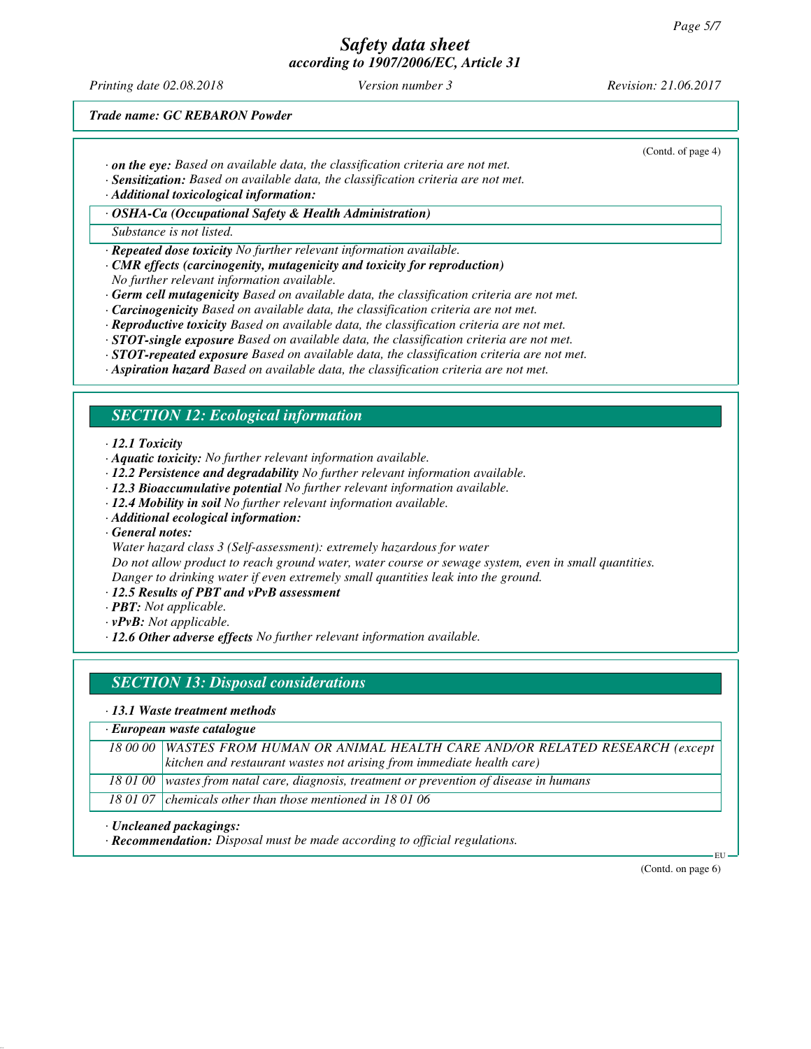(Contd. of page 4)

· **on the eye:** Based on available data, the classification criteria are not met.
· **Sensitization:** Based on available data, the classification criteria are not met.
· **Additional toxicological information:**

· **OSHA-Ca (Occupational Safety & Health Administration)**

Substance is not listed.

· **Repeated dose toxicity** No further relevant information available.
· **CMR effects (carcinogenity, mutagenicity and toxicity for reproduction)**
No further relevant information available.
· **Germ cell mutagenicity** Based on available data, the classification criteria are not met.
· **Carcinogenicity** Based on available data, the classification criteria are not met.
· **Reproductive toxicity** Based on available data, the classification criteria are not met.
· **STOT-single exposure** Based on available data, the classification criteria are not met.
· **STOT-repeated exposure** Based on available data, the classification criteria are not met.
· **Aspiration hazard** Based on available data, the classification criteria are not met.

## SECTION 12: Ecological information

· **12.1 Toxicity**
· **Aquatic toxicity:** No further relevant information available.
· **12.2 Persistence and degradability** No further relevant information available.
· **12.3 Bioaccumulative potential** No further relevant information available.
· **12.4 Mobility in soil** No further relevant information available.
· **Additional ecological information:**
· **General notes:**
Water hazard class 3 (Self-assessment): extremely hazardous for water
Do not allow product to reach ground water, water course or sewage system, even in small quantities.
Danger to drinking water if even extremely small quantities leak into the ground.
· **12.5 Results of PBT and vPvB assessment**
· **PBT:** Not applicable.
· **vPvB:** Not applicable.
· **12.6 Other adverse effects** No further relevant information available.

## SECTION 13: Disposal considerations

· **13.1 Waste treatment methods**

| · **European waste catalogue** | |
|---|---|
| 18 00 00 | WASTES FROM HUMAN OR ANIMAL HEALTH CARE AND/OR RELATED RESEARCH (except kitchen and restaurant wastes not arising from immediate health care) |
| 18 01 00 | wastes from natal care, diagnosis, treatment or prevention of disease in humans |
| 18 01 07 | chemicals other than those mentioned in 18 01 06 |

· **Uncleaned packagings:**
· **Recommendation:** Disposal must be made according to official regulations.

(Contd. on page 6)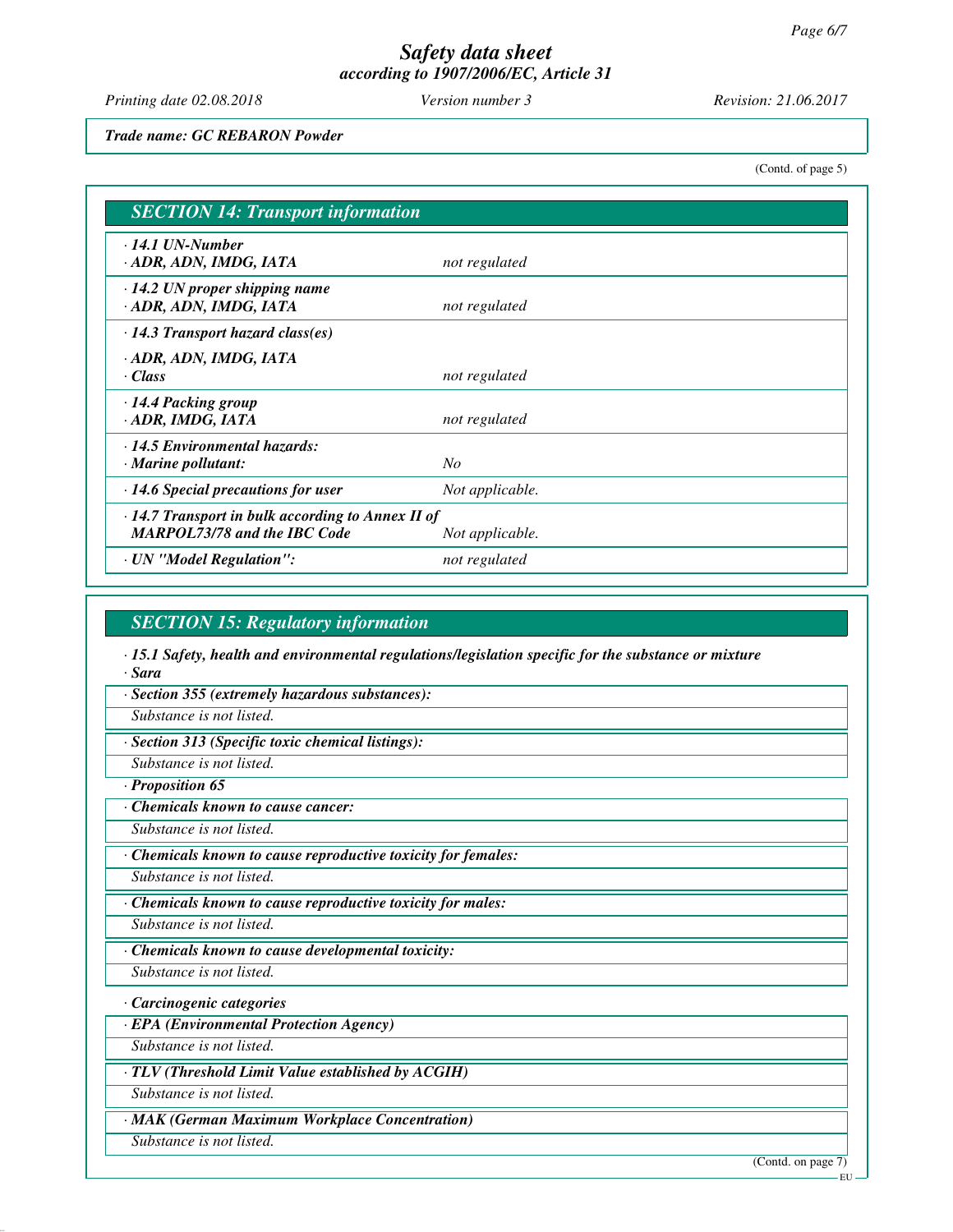Trade name: GC REBARON Powder

(Contd. of page 5)

## SECTION 14: Transport information

| | |
|---|---|
| · 14.1 UN-Number<br>· ADR, ADN, IMDG, IATA | not regulated |
| · 14.2 UN proper shipping name<br>· ADR, ADN, IMDG, IATA | not regulated |
| · 14.3 Transport hazard class(es)<br>· ADR, ADN, IMDG, IATA<br>· Class | not regulated |
| · 14.4 Packing group<br>· ADR, IMDG, IATA | not regulated |
| · 14.5 Environmental hazards:<br>· Marine pollutant: | No |
| · 14.6 Special precautions for user | Not applicable. |
| · 14.7 Transport in bulk according to Annex II of MARPOL73/78 and the IBC Code | Not applicable. |
| · UN "Model Regulation": | not regulated |

## SECTION 15: Regulatory information

· **15.1 Safety, health and environmental regulations/legislation specific for the substance or mixture**

· **Sara**

· **Section 355 (extremely hazardous substances):**

Substance is not listed.

· **Section 313 (Specific toxic chemical listings):**

Substance is not listed.

· **Proposition 65**

· **Chemicals known to cause cancer:**

Substance is not listed.

· **Chemicals known to cause reproductive toxicity for females:**

Substance is not listed.

· **Chemicals known to cause reproductive toxicity for males:**

Substance is not listed.

· **Chemicals known to cause developmental toxicity:**

Substance is not listed.

· **Carcinogenic categories**

· **EPA (Environmental Protection Agency)**

Substance is not listed.

· **TLV (Threshold Limit Value established by ACGIH)**

Substance is not listed.

· **MAK (German Maximum Workplace Concentration)**

Substance is not listed.

(Contd. on page 7)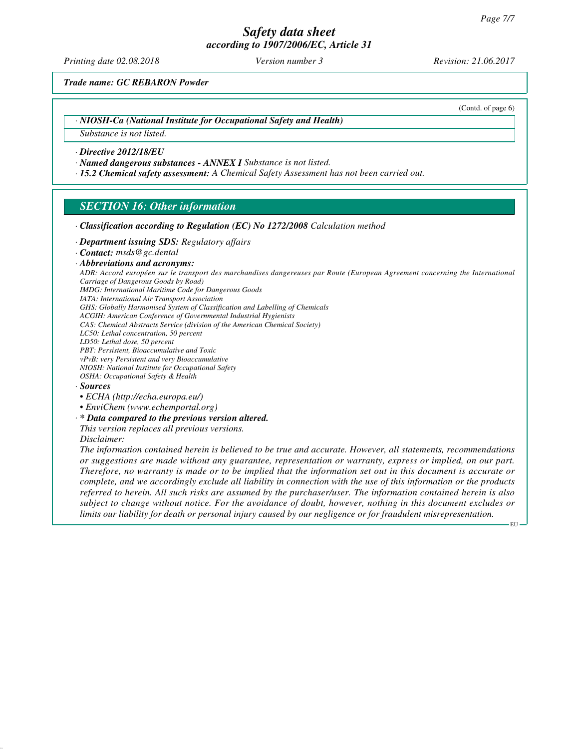*Trade name: GC REBARON Powder*

(Contd. of page 6)

· ***NIOSH-Ca (National Institute for Occupational Safety and Health)***

*Substance is not listed.*

· ***Directive 2012/18/EU***

· ***Named dangerous substances - ANNEX I*** *Substance is not listed.*

· ***15.2 Chemical safety assessment:*** *A Chemical Safety Assessment has not been carried out.*

## *SECTION 16: Other information*

· ***Classification according to Regulation (EC) No 1272/2008*** *Calculation method*

· ***Department issuing SDS:*** *Regulatory affairs*

· ***Contact:*** *msds@gc.dental*

· ***Abbreviations and acronyms:***

*ADR: Accord européen sur le transport des marchandises dangereuses par Route (European Agreement concerning the International Carriage of Dangerous Goods by Road)*
*IMDG: International Maritime Code for Dangerous Goods*
*IATA: International Air Transport Association*
*GHS: Globally Harmonised System of Classification and Labelling of Chemicals*
*ACGIH: American Conference of Governmental Industrial Hygienists*
*CAS: Chemical Abstracts Service (division of the American Chemical Society)*
*LC50: Lethal concentration, 50 percent*
*LD50: Lethal dose, 50 percent*
*PBT: Persistent, Bioaccumulative and Toxic*
*vPvB: very Persistent and very Bioaccumulative*
*NIOSH: National Institute for Occupational Safety*
*OSHA: Occupational Safety & Health*

· ***Sources***

- *ECHA (http://echa.europa.eu/)*
- *EnviChem (www.echemportal.org)*

· ***\* Data compared to the previous version altered.***

*This version replaces all previous versions.*

*Disclaimer:*

*The information contained herein is believed to be true and accurate. However, all statements, recommendations or suggestions are made without any guarantee, representation or warranty, express or implied, on our part. Therefore, no warranty is made or to be implied that the information set out in this document is accurate or complete, and we accordingly exclude all liability in connection with the use of this information or the products referred to herein. All such risks are assumed by the purchaser/user. The information contained herein is also subject to change without notice. For the avoidance of doubt, however, nothing in this document excludes or limits our liability for death or personal injury caused by our negligence or for fraudulent misrepresentation.*

EU